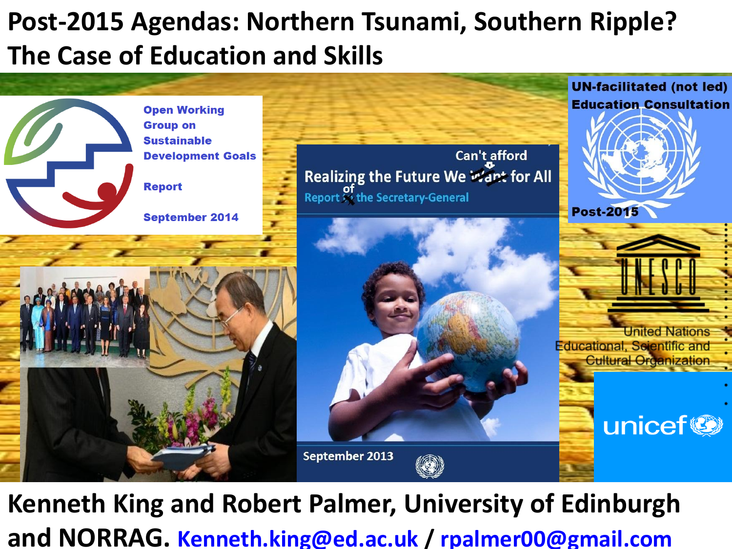# Post-2015 Agendas: Northern Tsunami, Southern Ripple? The Case of Education and Skills

Open Working Group on Sustainable Development Goals

Report

September 2014

Realizing the Future We ~~Want~~ Can't afford for All

Report ~~X~~ of the Secretary-General

September 2013

UN-facilitated (not led) Education Consultation

Post-2015

UNESCO

United Nations Educational, Scientific and Cultural Organization

unicef

**Kenneth King and Robert Palmer, University of Edinburgh and NORRAG.** Kenneth.king@ed.ac.uk / rpalmer00@gmail.com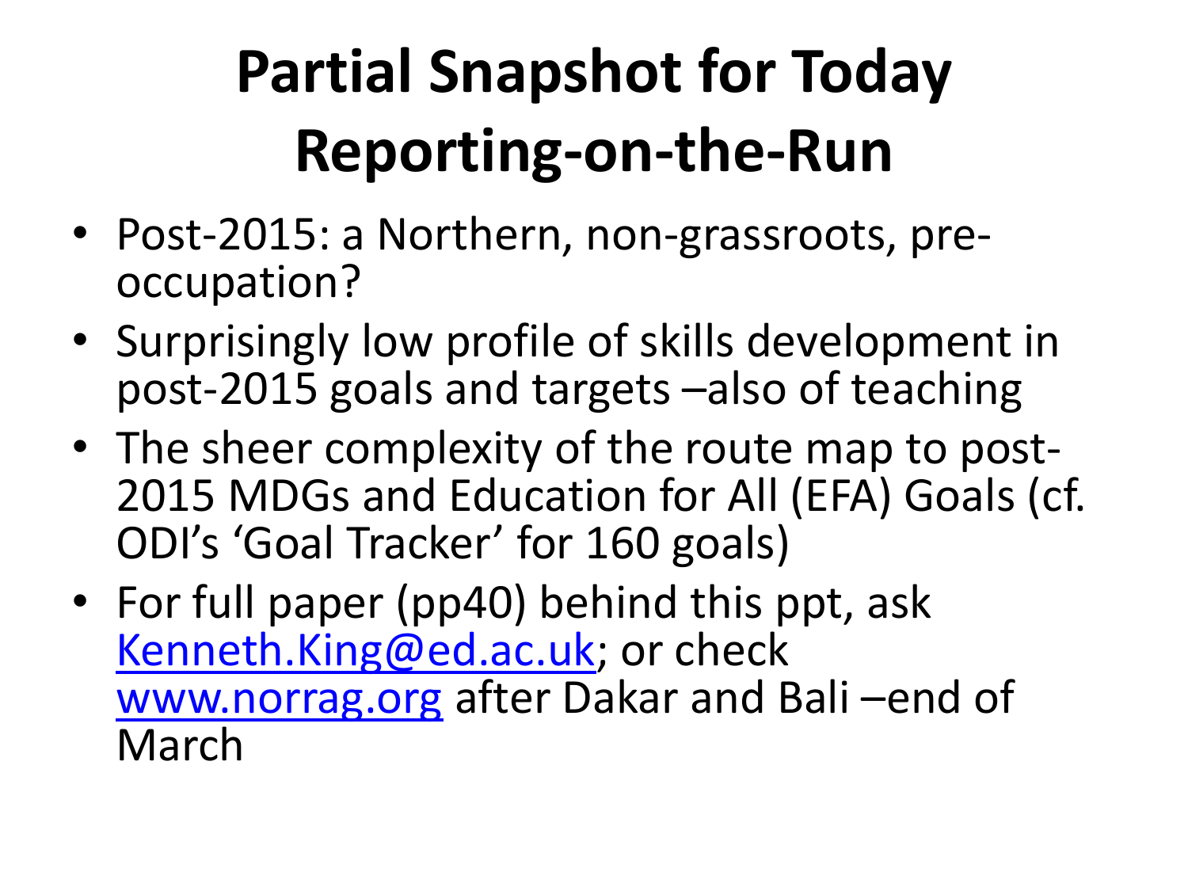# Partial Snapshot for Today Reporting-on-the-Run

- Post-2015: a Northern, non-grassroots, pre-occupation?
- Surprisingly low profile of skills development in post-2015 goals and targets –also of teaching
- The sheer complexity of the route map to post-2015 MDGs and Education for All (EFA) Goals (cf. ODI's 'Goal Tracker' for 160 goals)
- For full paper (pp40) behind this ppt, ask Kenneth.King@ed.ac.uk; or check www.norrag.org after Dakar and Bali –end of March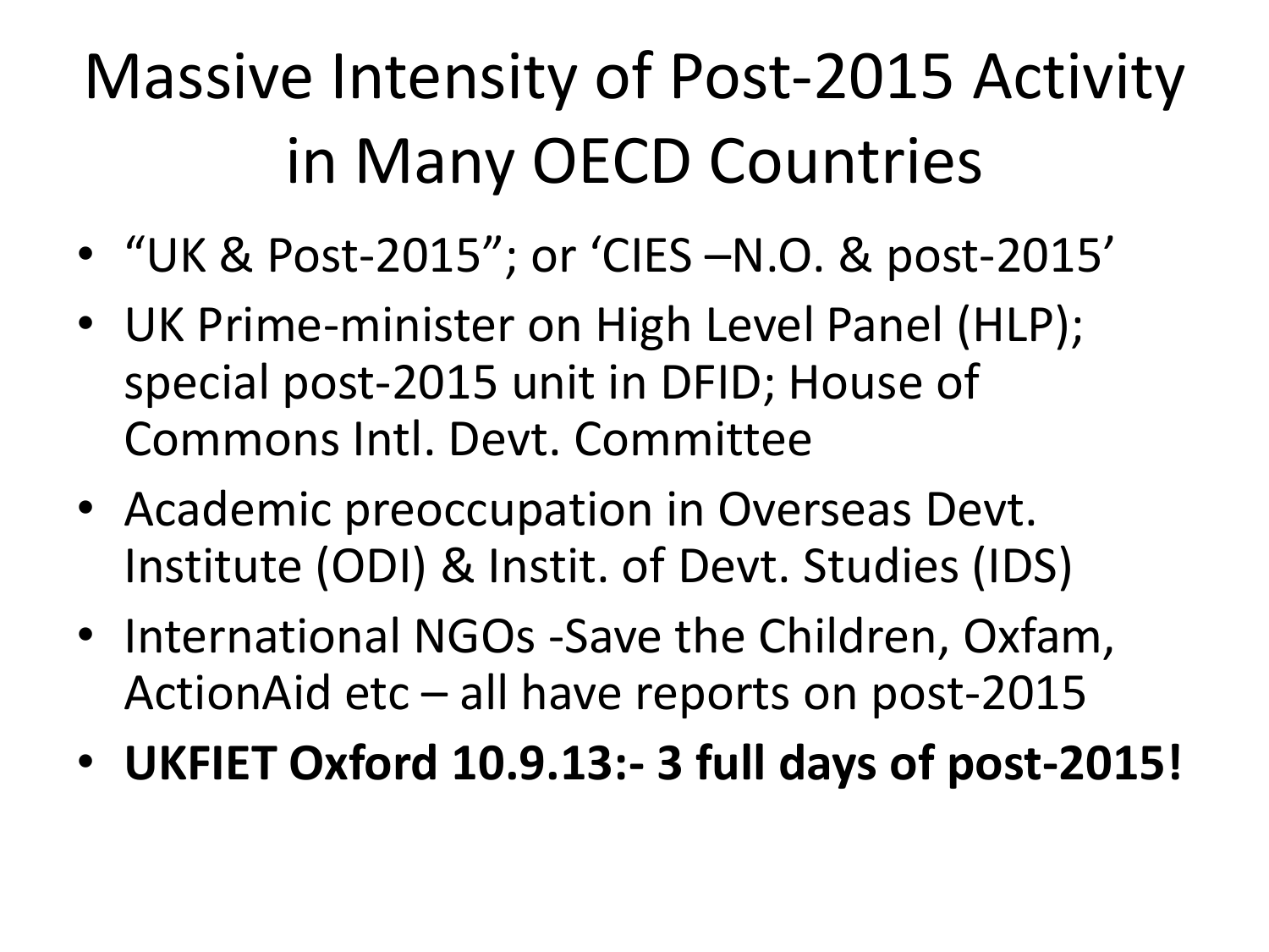# Massive Intensity of Post-2015 Activity in Many OECD Countries

- “UK & Post-2015”; or ‘CIES –N.O. & post-2015’
- UK Prime-minister on High Level Panel (HLP); special post-2015 unit in DFID; House of Commons Intl. Devt. Committee
- Academic preoccupation in Overseas Devt. Institute (ODI) & Instit. of Devt. Studies (IDS)
- International NGOs -Save the Children, Oxfam, ActionAid etc – all have reports on post-2015
- **UKFIET Oxford 10.9.13:- 3 full days of post-2015!**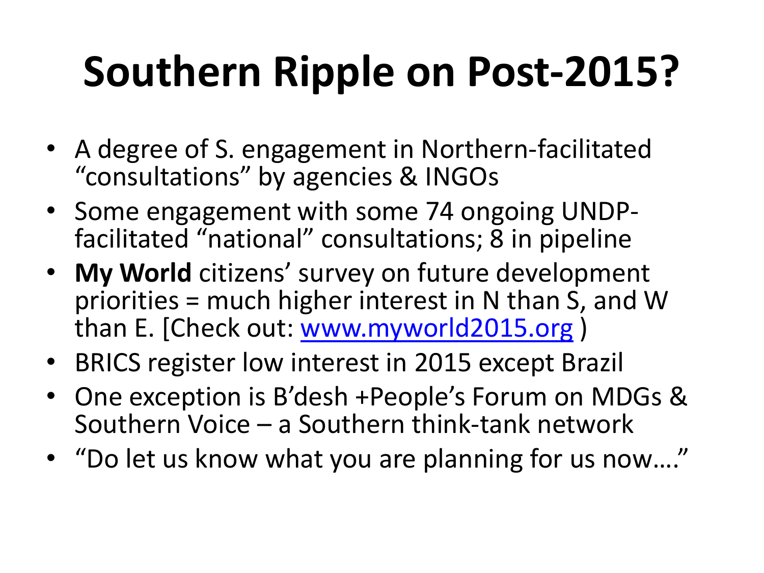# Southern Ripple on Post-2015?

- A degree of S. engagement in Northern-facilitated "consultations" by agencies & INGOs
- Some engagement with some 74 ongoing UNDP-facilitated "national" consultations; 8 in pipeline
- **My World** citizens' survey on future development priorities = much higher interest in N than S, and W than E. [Check out: [www.myworld2015.org](http://www.myworld2015.org) )
- BRICS register low interest in 2015 except Brazil
- One exception is B'desh +People's Forum on MDGs & Southern Voice – a Southern think-tank network
- "Do let us know what you are planning for us now…."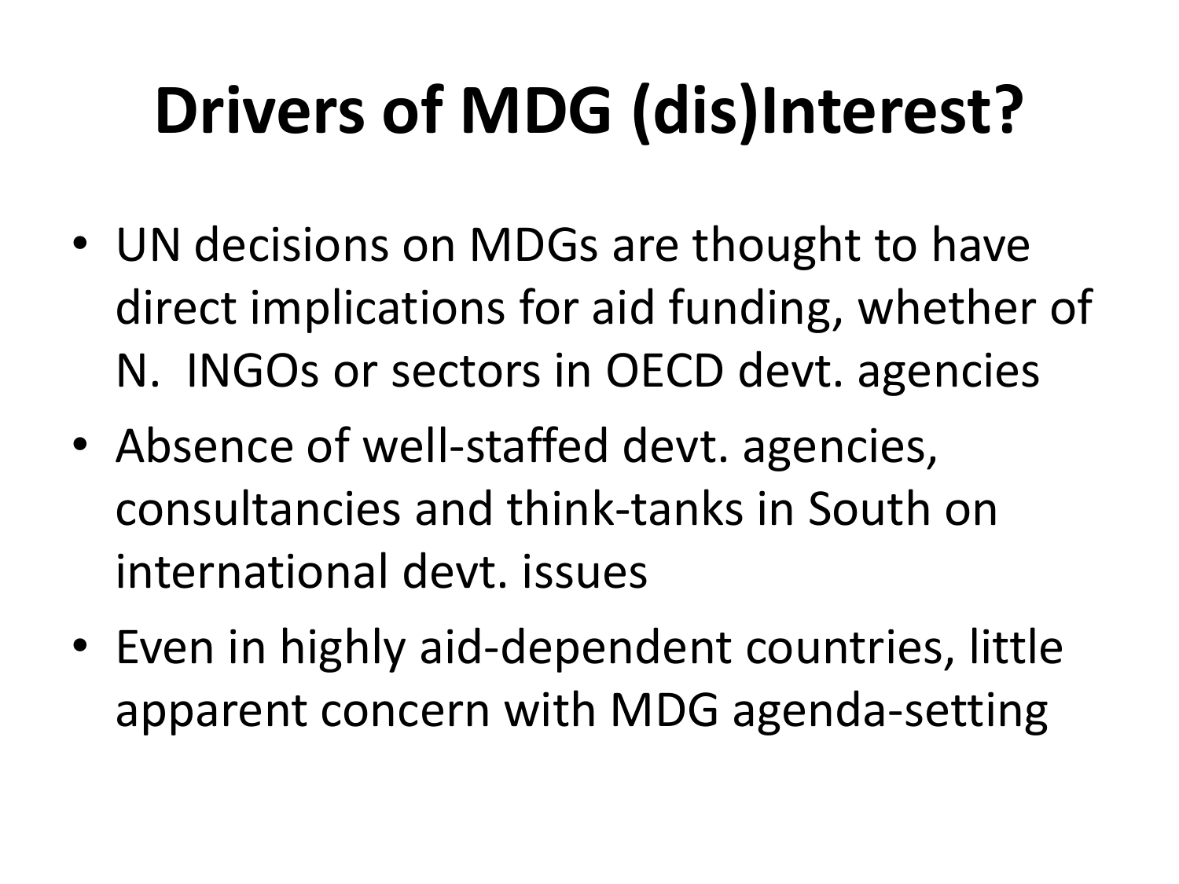# Drivers of MDG (dis)Interest?

- UN decisions on MDGs are thought to have direct implications for aid funding, whether of N. INGOs or sectors in OECD devt. agencies
- Absence of well-staffed devt. agencies, consultancies and think-tanks in South on international devt. issues
- Even in highly aid-dependent countries, little apparent concern with MDG agenda-setting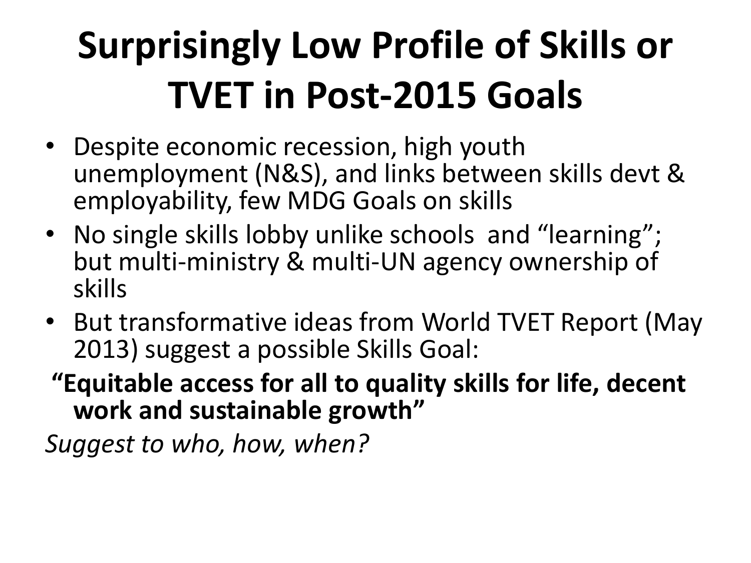# Surprisingly Low Profile of Skills or TVET in Post-2015 Goals

- Despite economic recession, high youth unemployment (N&S), and links between skills devt & employability, few MDG Goals on skills
- No single skills lobby unlike schools and "learning"; but multi-ministry & multi-UN agency ownership of skills
- But transformative ideas from World TVET Report (May 2013) suggest a possible Skills Goal:

**"Equitable access for all to quality skills for life, decent work and sustainable growth"**

*Suggest to who, how, when?*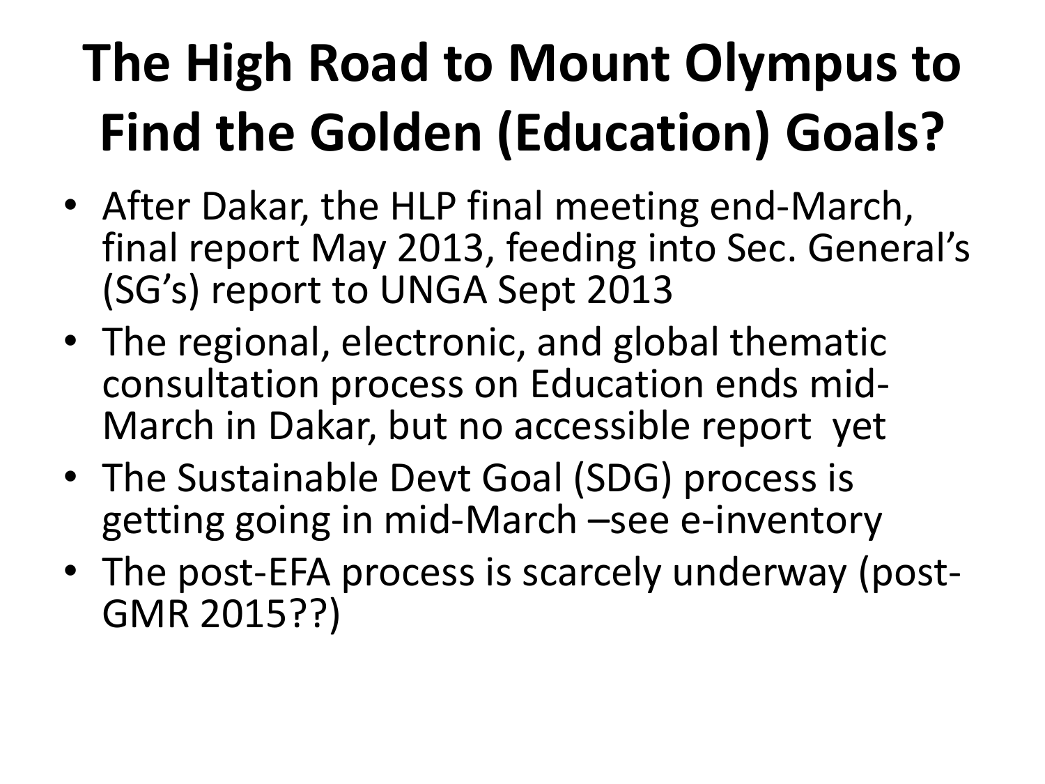# The High Road to Mount Olympus to Find the Golden (Education) Goals?

- After Dakar, the HLP final meeting end-March, final report May 2013, feeding into Sec. General's (SG's) report to UNGA Sept 2013
- The regional, electronic, and global thematic consultation process on Education ends mid-March in Dakar, but no accessible report yet
- The Sustainable Devt Goal (SDG) process is getting going in mid-March –see e-inventory
- The post-EFA process is scarcely underway (post-GMR 2015??)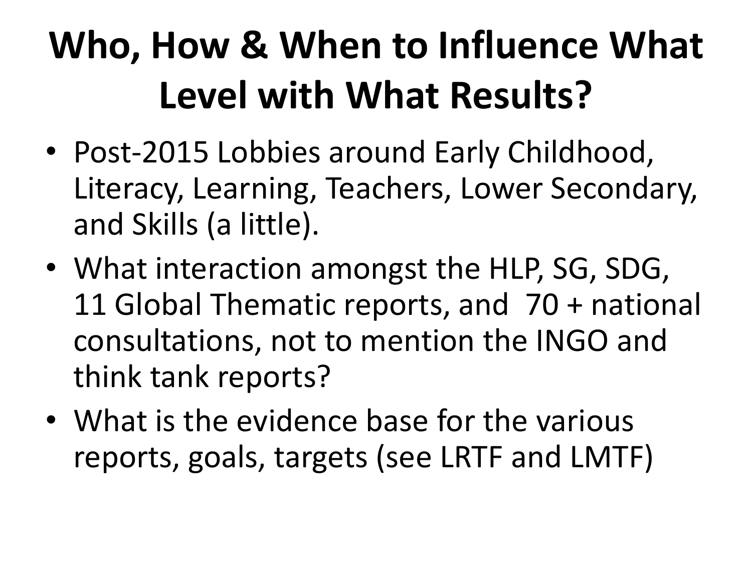# Who, How & When to Influence What Level with What Results?

- Post-2015 Lobbies around Early Childhood, Literacy, Learning, Teachers, Lower Secondary, and Skills (a little).
- What interaction amongst the HLP, SG, SDG, 11 Global Thematic reports, and 70 + national consultations, not to mention the INGO and think tank reports?
- What is the evidence base for the various reports, goals, targets (see LRTF and LMTF)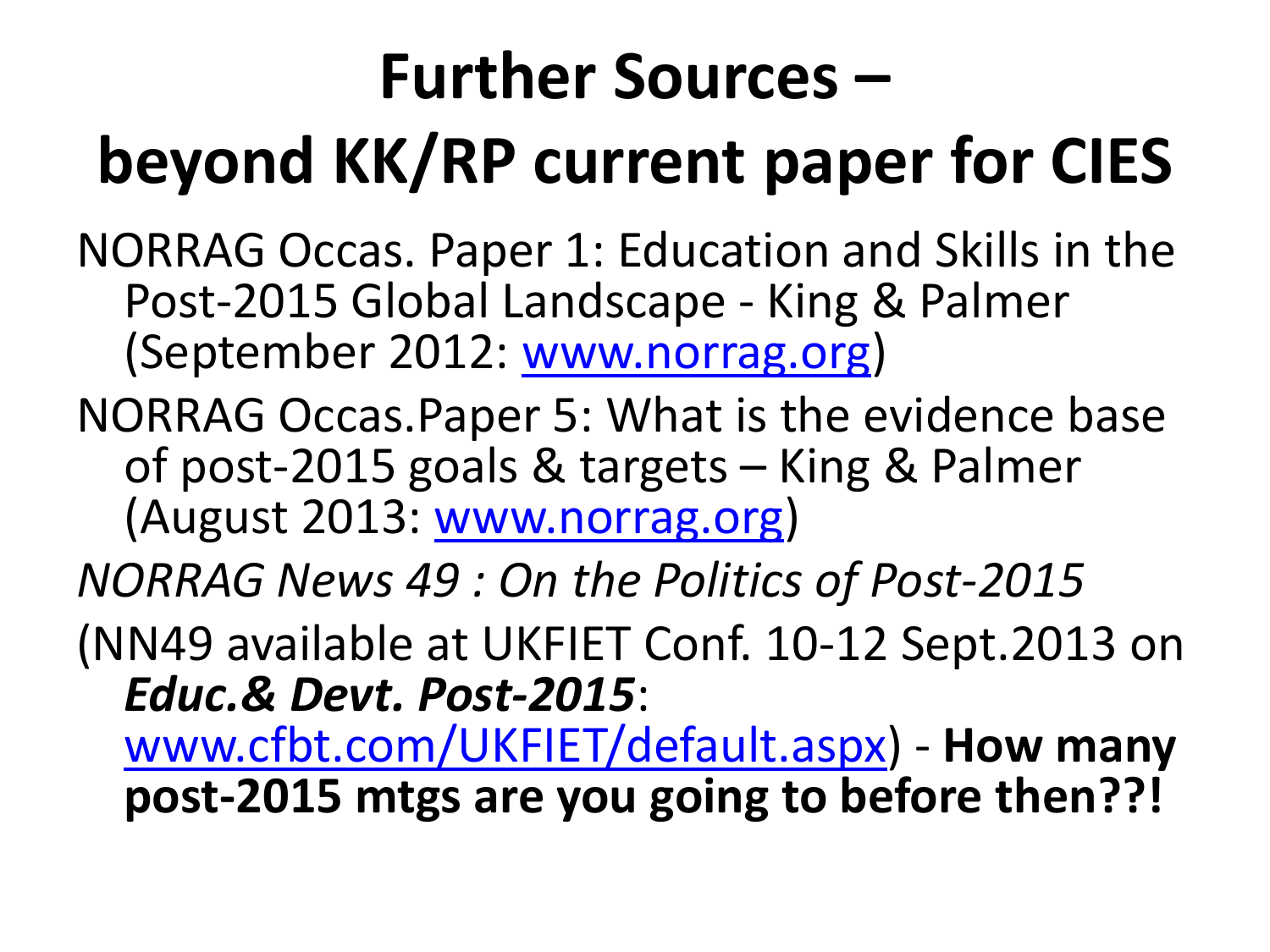# Further Sources – beyond KK/RP current paper for CIES

NORRAG Occas. Paper 1: Education and Skills in the Post-2015 Global Landscape - King & Palmer (September 2012: [www.norrag.org](http://www.norrag.org))

NORRAG Occas.Paper 5: What is the evidence base of post-2015 goals & targets – King & Palmer (August 2013: [www.norrag.org](http://www.norrag.org))

*NORRAG News 49 : On the Politics of Post-2015*

(NN49 available at UKFIET Conf. 10-12 Sept.2013 on ***Educ.& Devt. Post-2015***: [www.cfbt.com/UKFIET/default.aspx](http://www.cfbt.com/UKFIET/default.aspx)) - **How many post-2015 mtgs are you going to before then??!**